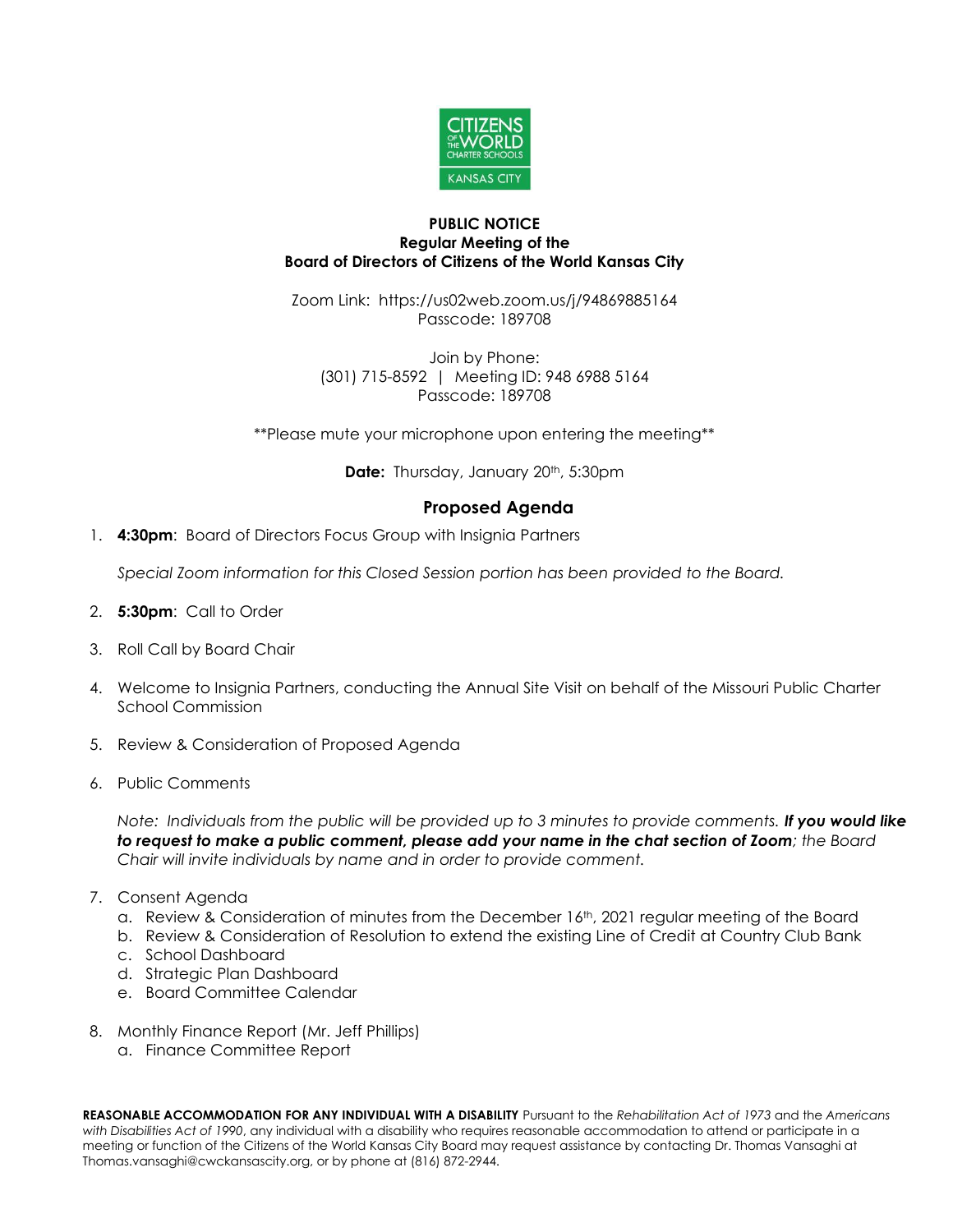**PUBLIC NOTICE**
**Regular Meeting of the**
**Board of Directors of Citizens of the World Kansas City**

Zoom Link: https://us02web.zoom.us/j/94869885164
Passcode: 189708

Join by Phone:
(301) 715-8592 | Meeting ID: 948 6988 5164
Passcode: 189708

**Please mute your microphone upon entering the meeting**

**Date:** Thursday, January 20th, 5:30pm

## Proposed Agenda

1. **4:30pm**: Board of Directors Focus Group with Insignia Partners

   *Special Zoom information for this Closed Session portion has been provided to the Board.*

2. **5:30pm**: Call to Order
3. Roll Call by Board Chair
4. Welcome to Insignia Partners, conducting the Annual Site Visit on behalf of the Missouri Public Charter School Commission
5. Review & Consideration of Proposed Agenda
6. Public Comments

   *Note: Individuals from the public will be provided up to 3 minutes to provide comments.* ***If you would like to request to make a public comment, please add your name in the chat section of Zoom****; the Board Chair will invite individuals by name and in order to provide comment.*

7. Consent Agenda
   a. Review & Consideration of minutes from the December 16th, 2021 regular meeting of the Board
   b. Review & Consideration of Resolution to extend the existing Line of Credit at Country Club Bank
   c. School Dashboard
   d. Strategic Plan Dashboard
   e. Board Committee Calendar
8. Monthly Finance Report (Mr. Jeff Phillips)
   a. Finance Committee Report

**REASONABLE ACCOMMODATION FOR ANY INDIVIDUAL WITH A DISABILITY** Pursuant to the *Rehabilitation Act of 1973* and the *Americans with Disabilities Act of 1990*, any individual with a disability who requires reasonable accommodation to attend or participate in a meeting or function of the Citizens of the World Kansas City Board may request assistance by contacting Dr. Thomas Vansaghi at Thomas.vansaghi@cwckansascity.org, or by phone at (816) 872-2944.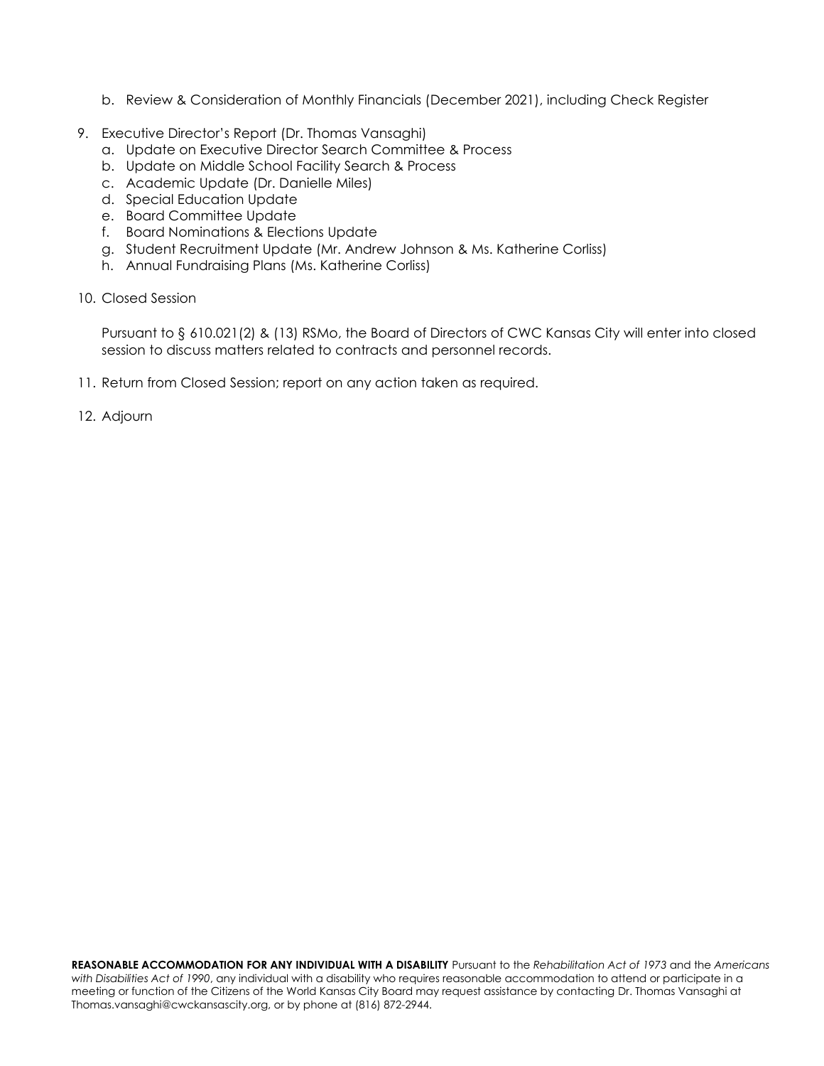b. Review & Consideration of Monthly Financials (December 2021), including Check Register

9. Executive Director's Report (Dr. Thomas Vansaghi)
   a. Update on Executive Director Search Committee & Process
   b. Update on Middle School Facility Search & Process
   c. Academic Update (Dr. Danielle Miles)
   d. Special Education Update
   e. Board Committee Update
   f. Board Nominations & Elections Update
   g. Student Recruitment Update (Mr. Andrew Johnson & Ms. Katherine Corliss)
   h. Annual Fundraising Plans (Ms. Katherine Corliss)

10. Closed Session

    Pursuant to § 610.021(2) & (13) RSMo, the Board of Directors of CWC Kansas City will enter into closed session to discuss matters related to contracts and personnel records.

11. Return from Closed Session; report on any action taken as required.

12. Adjourn

**REASONABLE ACCOMMODATION FOR ANY INDIVIDUAL WITH A DISABILITY** Pursuant to the *Rehabilitation Act of 1973* and the *Americans with Disabilities Act of 1990*, any individual with a disability who requires reasonable accommodation to attend or participate in a meeting or function of the Citizens of the World Kansas City Board may request assistance by contacting Dr. Thomas Vansaghi at Thomas.vansaghi@cwckansascity.org, or by phone at (816) 872-2944.